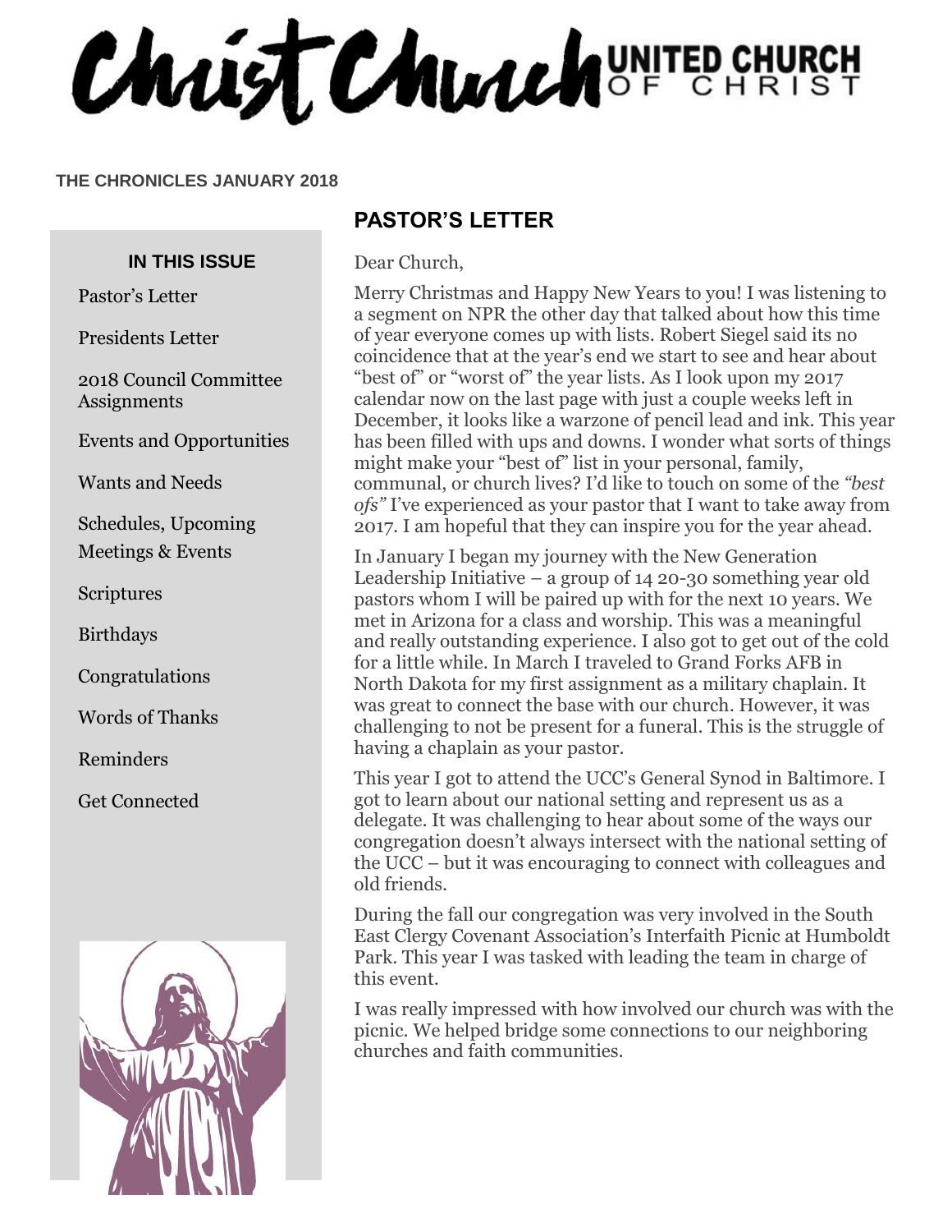# Christ Church UNITED CHURCH OF CHRIST

**THE CHRONICLES JANUARY 2018**

### IN THIS ISSUE

- Pastor's Letter
- Presidents Letter
- 2018 Council Committee Assignments
- Events and Opportunities
- Wants and Needs
- Schedules, Upcoming Meetings & Events
- Scriptures
- Birthdays
- Congratulations
- Words of Thanks
- Reminders
- Get Connected

## PASTOR'S LETTER

Dear Church,

Merry Christmas and Happy New Years to you! I was listening to a segment on NPR the other day that talked about how this time of year everyone comes up with lists. Robert Siegel said its no coincidence that at the year's end we start to see and hear about "best of" or "worst of" the year lists. As I look upon my 2017 calendar now on the last page with just a couple weeks left in December, it looks like a warzone of pencil lead and ink. This year has been filled with ups and downs. I wonder what sorts of things might make your "best of" list in your personal, family, communal, or church lives? I'd like to touch on some of the *"best ofs"* I've experienced as your pastor that I want to take away from 2017. I am hopeful that they can inspire you for the year ahead.

In January I began my journey with the New Generation Leadership Initiative – a group of 14 20-30 something year old pastors whom I will be paired up with for the next 10 years. We met in Arizona for a class and worship. This was a meaningful and really outstanding experience. I also got to get out of the cold for a little while. In March I traveled to Grand Forks AFB in North Dakota for my first assignment as a military chaplain. It was great to connect the base with our church. However, it was challenging to not be present for a funeral. This is the struggle of having a chaplain as your pastor.

This year I got to attend the UCC's General Synod in Baltimore. I got to learn about our national setting and represent us as a delegate. It was challenging to hear about some of the ways our congregation doesn't always intersect with the national setting of the UCC – but it was encouraging to connect with colleagues and old friends.

During the fall our congregation was very involved in the South East Clergy Covenant Association's Interfaith Picnic at Humboldt Park. This year I was tasked with leading the team in charge of this event.

I was really impressed with how involved our church was with the picnic. We helped bridge some connections to our neighboring churches and faith communities.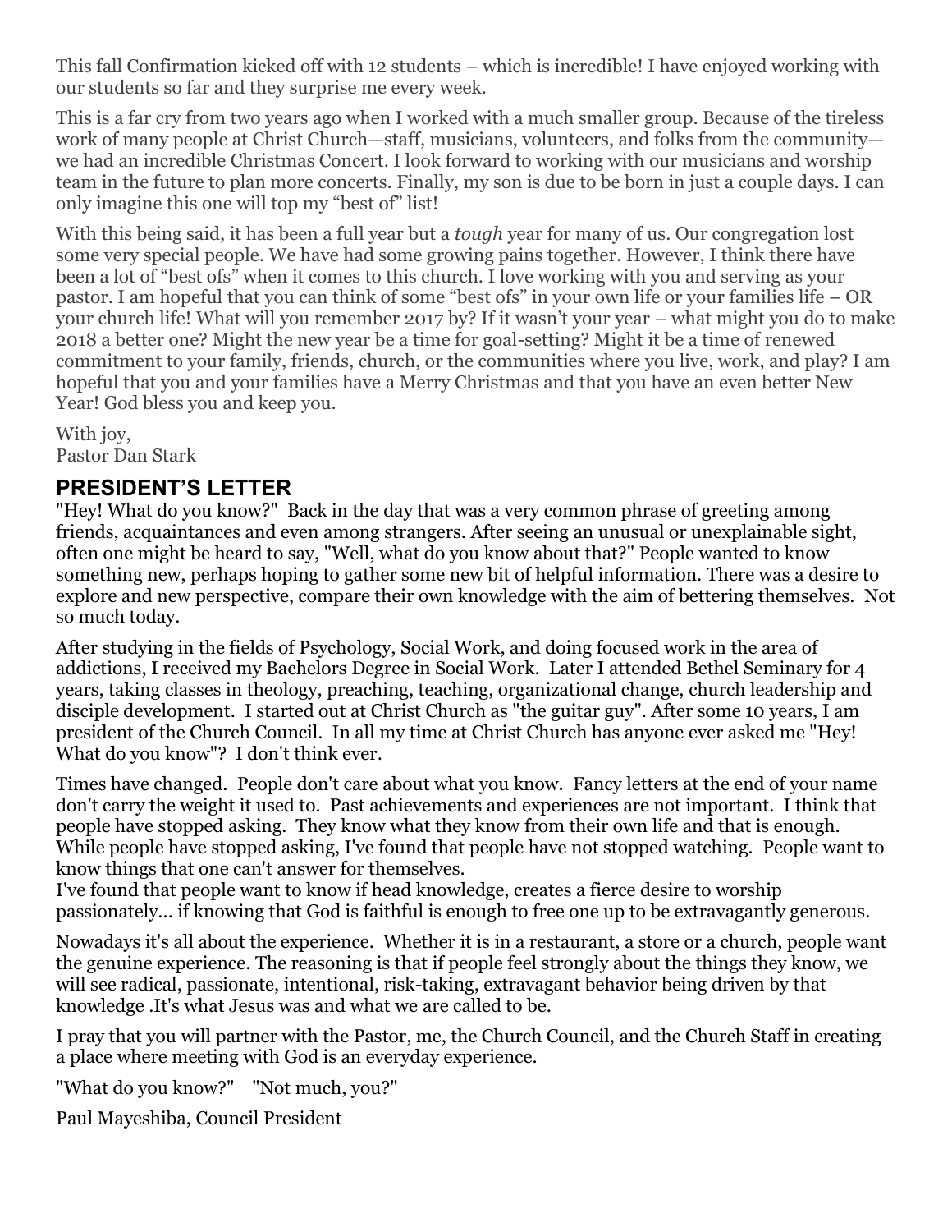This fall Confirmation kicked off with 12 students – which is incredible! I have enjoyed working with our students so far and they surprise me every week.

This is a far cry from two years ago when I worked with a much smaller group. Because of the tireless work of many people at Christ Church—staff, musicians, volunteers, and folks from the community—we had an incredible Christmas Concert. I look forward to working with our musicians and worship team in the future to plan more concerts. Finally, my son is due to be born in just a couple days. I can only imagine this one will top my "best of" list!

With this being said, it has been a full year but a *tough* year for many of us. Our congregation lost some very special people. We have had some growing pains together. However, I think there have been a lot of "best ofs" when it comes to this church. I love working with you and serving as your pastor. I am hopeful that you can think of some "best ofs" in your own life or your families life – OR your church life! What will you remember 2017 by? If it wasn't your year – what might you do to make 2018 a better one? Might the new year be a time for goal-setting? Might it be a time of renewed commitment to your family, friends, church, or the communities where you live, work, and play? I am hopeful that you and your families have a Merry Christmas and that you have an even better New Year! God bless you and keep you.

With joy,
Pastor Dan Stark

## PRESIDENT'S LETTER

"Hey! What do you know?" Back in the day that was a very common phrase of greeting among friends, acquaintances and even among strangers. After seeing an unusual or unexplainable sight, often one might be heard to say, "Well, what do you know about that?" People wanted to know something new, perhaps hoping to gather some new bit of helpful information. There was a desire to explore and new perspective, compare their own knowledge with the aim of bettering themselves. Not so much today.

After studying in the fields of Psychology, Social Work, and doing focused work in the area of addictions, I received my Bachelors Degree in Social Work. Later I attended Bethel Seminary for 4 years, taking classes in theology, preaching, teaching, organizational change, church leadership and disciple development. I started out at Christ Church as "the guitar guy". After some 10 years, I am president of the Church Council. In all my time at Christ Church has anyone ever asked me "Hey! What do you know"? I don't think ever.

Times have changed. People don't care about what you know. Fancy letters at the end of your name don't carry the weight it used to. Past achievements and experiences are not important. I think that people have stopped asking. They know what they know from their own life and that is enough. While people have stopped asking, I've found that people have not stopped watching. People want to know things that one can't answer for themselves.
I've found that people want to know if head knowledge, creates a fierce desire to worship passionately… if knowing that God is faithful is enough to free one up to be extravagantly generous.

Nowadays it's all about the experience. Whether it is in a restaurant, a store or a church, people want the genuine experience. The reasoning is that if people feel strongly about the things they know, we will see radical, passionate, intentional, risk-taking, extravagant behavior being driven by that knowledge .It's what Jesus was and what we are called to be.

I pray that you will partner with the Pastor, me, the Church Council, and the Church Staff in creating a place where meeting with God is an everyday experience.

"What do you know?" "Not much, you?"

Paul Mayeshiba, Council President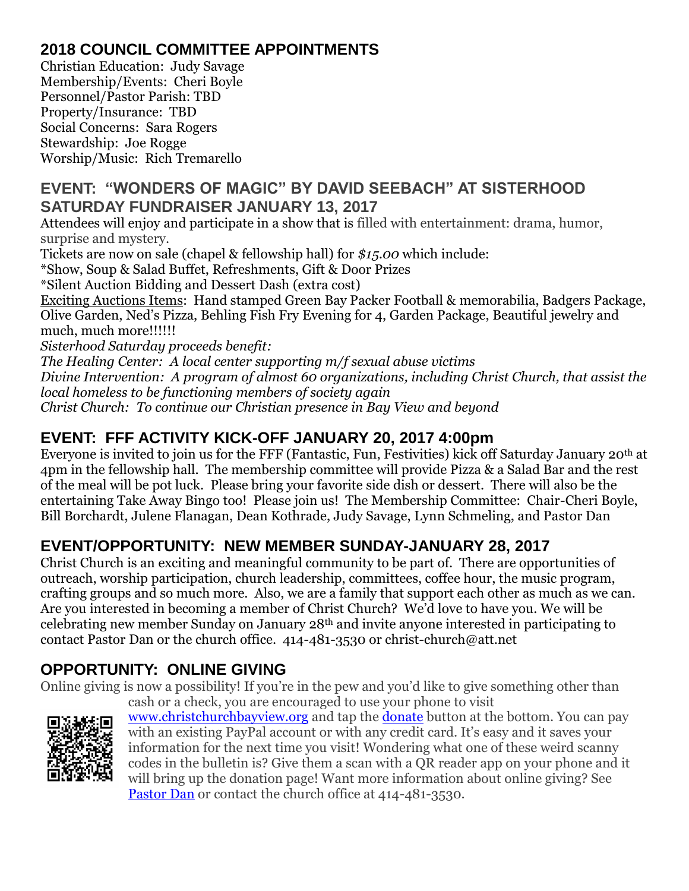## 2018 COUNCIL COMMITTEE APPOINTMENTS

Christian Education: Judy Savage
Membership/Events: Cheri Boyle
Personnel/Pastor Parish: TBD
Property/Insurance: TBD
Social Concerns: Sara Rogers
Stewardship: Joe Rogge
Worship/Music: Rich Tremarello

## EVENT: "WONDERS OF MAGIC" BY DAVID SEEBACH" AT SISTERHOOD SATURDAY FUNDRAISER JANUARY 13, 2017

Attendees will enjoy and participate in a show that is filled with entertainment: drama, humor, surprise and mystery.

Tickets are now on sale (chapel & fellowship hall) for *$15.00* which include:

*Show, Soup & Salad Buffet, Refreshments, Gift & Door Prizes

*Silent Auction Bidding and Dessert Dash (extra cost)

Exciting Auctions Items: Hand stamped Green Bay Packer Football & memorabilia, Badgers Package, Olive Garden, Ned's Pizza, Behling Fish Fry Evening for 4, Garden Package, Beautiful jewelry and much, much more!!!!!!

*Sisterhood Saturday proceeds benefit:*

*The Healing Center: A local center supporting m/f sexual abuse victims*

*Divine Intervention: A program of almost 60 organizations, including Christ Church, that assist the local homeless to be functioning members of society again*

*Christ Church: To continue our Christian presence in Bay View and beyond*

## EVENT: FFF ACTIVITY KICK-OFF JANUARY 20, 2017 4:00pm

Everyone is invited to join us for the FFF (Fantastic, Fun, Festivities) kick off Saturday January 20th at 4pm in the fellowship hall. The membership committee will provide Pizza & a Salad Bar and the rest of the meal will be pot luck. Please bring your favorite side dish or dessert. There will also be the entertaining Take Away Bingo too! Please join us! The Membership Committee: Chair-Cheri Boyle, Bill Borchardt, Julene Flanagan, Dean Kothrade, Judy Savage, Lynn Schmeling, and Pastor Dan

## EVENT/OPPORTUNITY: NEW MEMBER SUNDAY-JANUARY 28, 2017

Christ Church is an exciting and meaningful community to be part of. There are opportunities of outreach, worship participation, church leadership, committees, coffee hour, the music program, crafting groups and so much more. Also, we are a family that support each other as much as we can. Are you interested in becoming a member of Christ Church? We'd love to have you. We will be celebrating new member Sunday on January 28th and invite anyone interested in participating to contact Pastor Dan or the church office. 414-481-3530 or christ-church@att.net

## OPPORTUNITY: ONLINE GIVING

Online giving is now a possibility! If you're in the pew and you'd like to give something other than cash or a check, you are encouraged to use your phone to visit www.christchurchbayview.org and tap the donate button at the bottom. You can pay with an existing PayPal account or with any credit card. It's easy and it saves your information for the next time you visit! Wondering what one of these weird scanny codes in the bulletin is? Give them a scan with a QR reader app on your phone and it will bring up the donation page! Want more information about online giving? See Pastor Dan or contact the church office at 414-481-3530.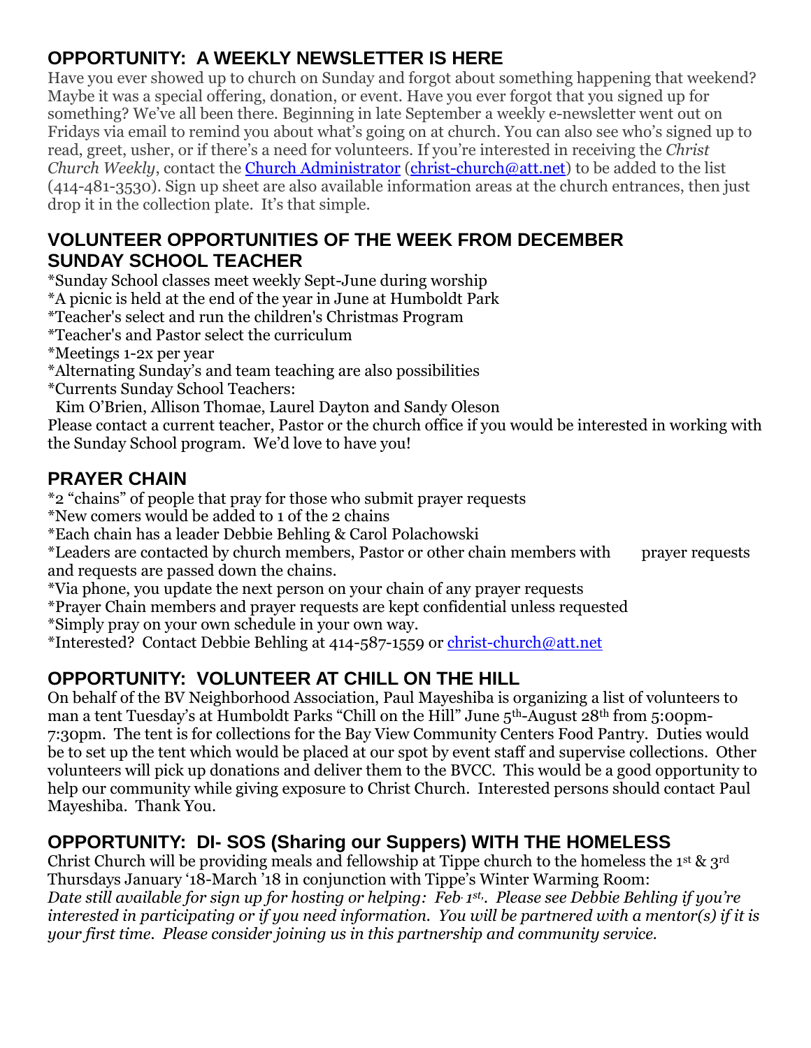## OPPORTUNITY: A WEEKLY NEWSLETTER IS HERE

Have you ever showed up to church on Sunday and forgot about something happening that weekend? Maybe it was a special offering, donation, or event. Have you ever forgot that you signed up for something? We've all been there. Beginning in late September a weekly e-newsletter went out on Fridays via email to remind you about what's going on at church. You can also see who's signed up to read, greet, usher, or if there's a need for volunteers. If you're interested in receiving the *Christ Church Weekly*, contact the Church Administrator (christ-church@att.net) to be added to the list (414-481-3530). Sign up sheet are also available information areas at the church entrances, then just drop it in the collection plate. It's that simple.

## VOLUNTEER OPPORTUNITIES OF THE WEEK FROM DECEMBER

## SUNDAY SCHOOL TEACHER

*Sunday School classes meet weekly Sept-June during worship
*A picnic is held at the end of the year in June at Humboldt Park
*Teacher's select and run the children's Christmas Program
*Teacher's and Pastor select the curriculum
*Meetings 1-2x per year
*Alternating Sunday's and team teaching are also possibilities
*Currents Sunday School Teachers:
Kim O'Brien, Allison Thomae, Laurel Dayton and Sandy Oleson

Please contact a current teacher, Pastor or the church office if you would be interested in working with the Sunday School program. We'd love to have you!

## PRAYER CHAIN

*2 "chains" of people that pray for those who submit prayer requests
*New comers would be added to 1 of the 2 chains
*Each chain has a leader Debbie Behling & Carol Polachowski
*Leaders are contacted by church members, Pastor or other chain members with prayer requests and requests are passed down the chains.
*Via phone, you update the next person on your chain of any prayer requests
*Prayer Chain members and prayer requests are kept confidential unless requested
*Simply pray on your own schedule in your own way.
*Interested? Contact Debbie Behling at 414-587-1559 or christ-church@att.net

## OPPORTUNITY: VOLUNTEER AT CHILL ON THE HILL

On behalf of the BV Neighborhood Association, Paul Mayeshiba is organizing a list of volunteers to man a tent Tuesday's at Humboldt Parks "Chill on the Hill" June 5th-August 28th from 5:00pm-7:30pm. The tent is for collections for the Bay View Community Centers Food Pantry. Duties would be to set up the tent which would be placed at our spot by event staff and supervise collections. Other volunteers will pick up donations and deliver them to the BVCC. This would be a good opportunity to help our community while giving exposure to Christ Church. Interested persons should contact Paul Mayeshiba. Thank You.

## OPPORTUNITY: DI- SOS (Sharing our Suppers) WITH THE HOMELESS

Christ Church will be providing meals and fellowship at Tippe church to the homeless the 1st & 3rd Thursdays January '18-March '18 in conjunction with Tippe's Winter Warming Room:
*Date still available for sign up for hosting or helping: Feb. 1st,. Please see Debbie Behling if you're interested in participating or if you need information. You will be partnered with a mentor(s) if it is your first time. Please consider joining us in this partnership and community service.*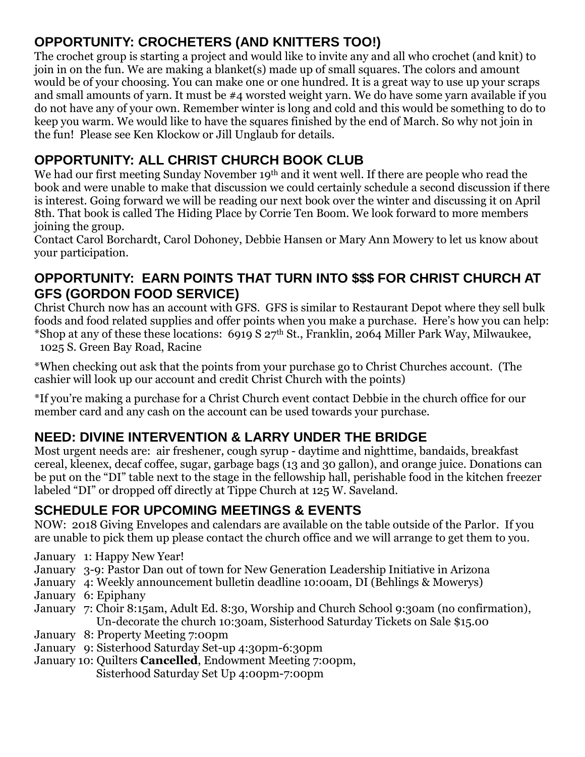## OPPORTUNITY: CROCHETERS (AND KNITTERS TOO!)

The crochet group is starting a project and would like to invite any and all who crochet (and knit) to join in on the fun. We are making a blanket(s) made up of small squares. The colors and amount would be of your choosing. You can make one or one hundred. It is a great way to use up your scraps and small amounts of yarn. It must be #4 worsted weight yarn. We do have some yarn available if you do not have any of your own. Remember winter is long and cold and this would be something to do to keep you warm. We would like to have the squares finished by the end of March. So why not join in the fun! Please see Ken Klockow or Jill Unglaub for details.

## OPPORTUNITY: ALL CHRIST CHURCH BOOK CLUB

We had our first meeting Sunday November 19th and it went well. If there are people who read the book and were unable to make that discussion we could certainly schedule a second discussion if there is interest. Going forward we will be reading our next book over the winter and discussing it on April 8th. That book is called The Hiding Place by Corrie Ten Boom. We look forward to more members joining the group.

Contact Carol Borchardt, Carol Dohoney, Debbie Hansen or Mary Ann Mowery to let us know about your participation.

## OPPORTUNITY: EARN POINTS THAT TURN INTO $$$ FOR CHRIST CHURCH AT GFS (GORDON FOOD SERVICE)

Christ Church now has an account with GFS. GFS is similar to Restaurant Depot where they sell bulk foods and food related supplies and offer points when you make a purchase. Here's how you can help:

*Shop at any of these these locations: 6919 S 27th St., Franklin, 2064 Miller Park Way, Milwaukee, 1025 S. Green Bay Road, Racine

*When checking out ask that the points from your purchase go to Christ Churches account. (The cashier will look up our account and credit Christ Church with the points)

*If you're making a purchase for a Christ Church event contact Debbie in the church office for our member card and any cash on the account can be used towards your purchase.

## NEED: DIVINE INTERVENTION & LARRY UNDER THE BRIDGE

Most urgent needs are: air freshener, cough syrup - daytime and nighttime, bandaids, breakfast cereal, kleenex, decaf coffee, sugar, garbage bags (13 and 30 gallon), and orange juice. Donations can be put on the "DI" table next to the stage in the fellowship hall, perishable food in the kitchen freezer labeled "DI" or dropped off directly at Tippe Church at 125 W. Saveland.

## SCHEDULE FOR UPCOMING MEETINGS & EVENTS

NOW: 2018 Giving Envelopes and calendars are available on the table outside of the Parlor. If you are unable to pick them up please contact the church office and we will arrange to get them to you.

January 1: Happy New Year!
January 3-9: Pastor Dan out of town for New Generation Leadership Initiative in Arizona
January 4: Weekly announcement bulletin deadline 10:00am, DI (Behlings & Mowerys)
January 6: Epiphany
January 7: Choir 8:15am, Adult Ed. 8:30, Worship and Church School 9:30am (no confirmation), Un-decorate the church 10:30am, Sisterhood Saturday Tickets on Sale $15.00
January 8: Property Meeting 7:00pm
January 9: Sisterhood Saturday Set-up 4:30pm-6:30pm
January 10: Quilters **Cancelled**, Endowment Meeting 7:00pm, Sisterhood Saturday Set Up 4:00pm-7:00pm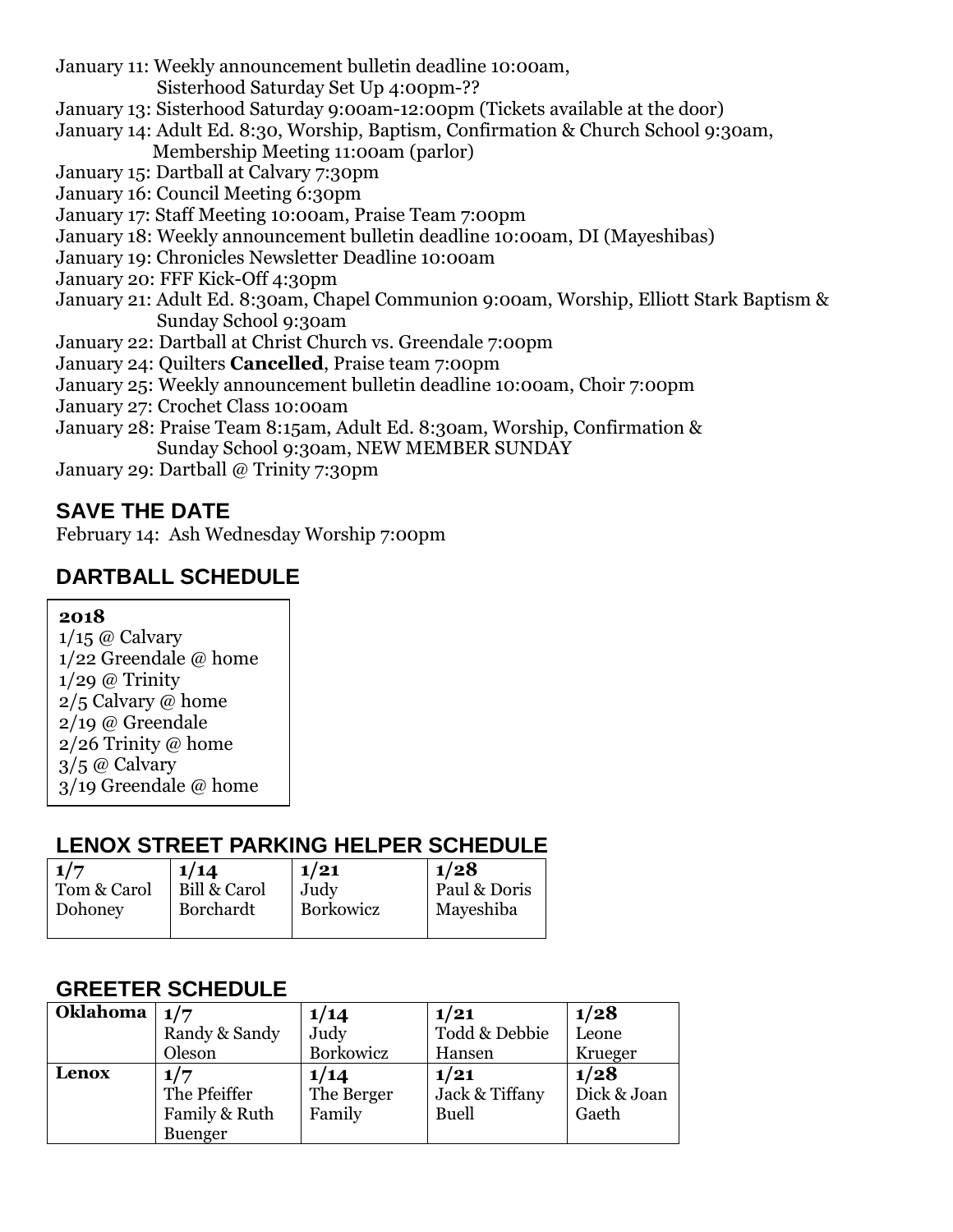January 11: Weekly announcement bulletin deadline 10:00am,
Sisterhood Saturday Set Up 4:00pm-??
January 13: Sisterhood Saturday 9:00am-12:00pm (Tickets available at the door)
January 14: Adult Ed. 8:30, Worship, Baptism, Confirmation & Church School 9:30am,
Membership Meeting 11:00am (parlor)
January 15: Dartball at Calvary 7:30pm
January 16: Council Meeting 6:30pm
January 17: Staff Meeting 10:00am, Praise Team 7:00pm
January 18: Weekly announcement bulletin deadline 10:00am, DI (Mayeshibas)
January 19: Chronicles Newsletter Deadline 10:00am
January 20: FFF Kick-Off 4:30pm
January 21: Adult Ed. 8:30am, Chapel Communion 9:00am, Worship, Elliott Stark Baptism &
Sunday School 9:30am
January 22: Dartball at Christ Church vs. Greendale 7:00pm
January 24: Quilters **Cancelled**, Praise team 7:00pm
January 25: Weekly announcement bulletin deadline 10:00am, Choir 7:00pm
January 27: Crochet Class 10:00am
January 28: Praise Team 8:15am, Adult Ed. 8:30am, Worship, Confirmation &
Sunday School 9:30am, NEW MEMBER SUNDAY
January 29: Dartball @ Trinity 7:30pm

## SAVE THE DATE

February 14: Ash Wednesday Worship 7:00pm

## DARTBALL SCHEDULE

**2018**
1/15 @ Calvary
1/22 Greendale @ home
1/29 @ Trinity
2/5 Calvary @ home
2/19 @ Greendale
2/26 Trinity @ home
3/5 @ Calvary
3/19 Greendale @ home

## LENOX STREET PARKING HELPER SCHEDULE

| 1/7 | 1/14 | 1/21 | 1/28 |
|---|---|---|---|
| Tom & Carol Dohoney | Bill & Carol Borchardt | Judy Borkowicz | Paul & Doris Mayeshiba |

## GREETER SCHEDULE

| | | | | |
|---|---|---|---|---|
| **Oklahoma** | **1/7** Randy & Sandy Oleson | **1/14** Judy Borkowicz | **1/21** Todd & Debbie Hansen | **1/28** Leone Krueger |
| **Lenox** | **1/7** The Pfeiffer Family & Ruth Buenger | **1/14** The Berger Family | **1/21** Jack & Tiffany Buell | **1/28** Dick & Joan Gaeth |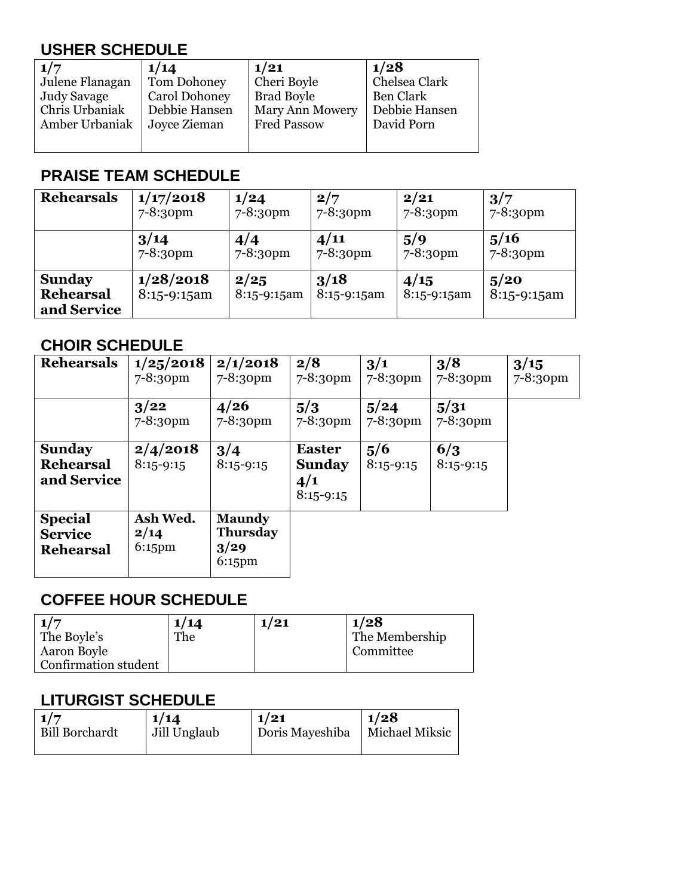## USHER SCHEDULE

| 1/7 | 1/14 | 1/21 | 1/28 |
|---|---|---|---|
| Julene Flanagan<br>Judy Savage<br>Chris Urbaniak<br>Amber Urbaniak | Tom Dohoney<br>Carol Dohoney<br>Debbie Hansen<br>Joyce Zieman | Cheri Boyle<br>Brad Boyle<br>Mary Ann Mowery<br>Fred Passow | Chelsea Clark<br>Ben Clark<br>Debbie Hansen<br>David Porn |

## PRAISE TEAM SCHEDULE

| **Rehearsals** | **1/17/2018**<br>7-8:30pm | **1/24**<br>7-8:30pm | **2/7**<br>7-8:30pm | **2/21**<br>7-8:30pm | **3/7**<br>7-8:30pm |
|---|---|---|---|---|---|
| | **3/14**<br>7-8:30pm | **4/4**<br>7-8:30pm | **4/11**<br>7-8:30pm | **5/9**<br>7-8:30pm | **5/16**<br>7-8:30pm |
| **Sunday Rehearsal and Service** | **1/28/2018**<br>8:15-9:15am | **2/25**<br>8:15-9:15am | **3/18**<br>8:15-9:15am | **4/15**<br>8:15-9:15am | **5/20**<br>8:15-9:15am |

## CHOIR SCHEDULE

| **Rehearsals** | **1/25/2018**<br>7-8:30pm | **2/1/2018**<br>7-8:30pm | **2/8**<br>7-8:30pm | **3/1**<br>7-8:30pm | **3/8**<br>7-8:30pm | **3/15**<br>7-8:30pm |
|---|---|---|---|---|---|---|
| | **3/22**<br>7-8:30pm | **4/26**<br>7-8:30pm | **5/3**<br>7-8:30pm | **5/24**<br>7-8:30pm | **5/31**<br>7-8:30pm | |
| **Sunday Rehearsal and Service** | **2/4/2018**<br>8:15-9:15 | **3/4**<br>8:15-9:15 | **Easter Sunday 4/1**<br>8:15-9:15 | **5/6**<br>8:15-9:15 | **6/3**<br>8:15-9:15 | |
| **Special Service Rehearsal** | **Ash Wed. 2/14**<br>6:15pm | **Maundy Thursday 3/29**<br>6:15pm | | | | |

## COFFEE HOUR SCHEDULE

| 1/7 | 1/14 | 1/21 | 1/28 |
|---|---|---|---|
| The Boyle's<br>Aaron Boyle<br>Confirmation student | The | | The Membership Committee |

## LITURGIST SCHEDULE

| 1/7 | 1/14 | 1/21 | 1/28 |
|---|---|---|---|
| Bill Borchardt | Jill Unglaub | Doris Mayeshiba | Michael Miksic |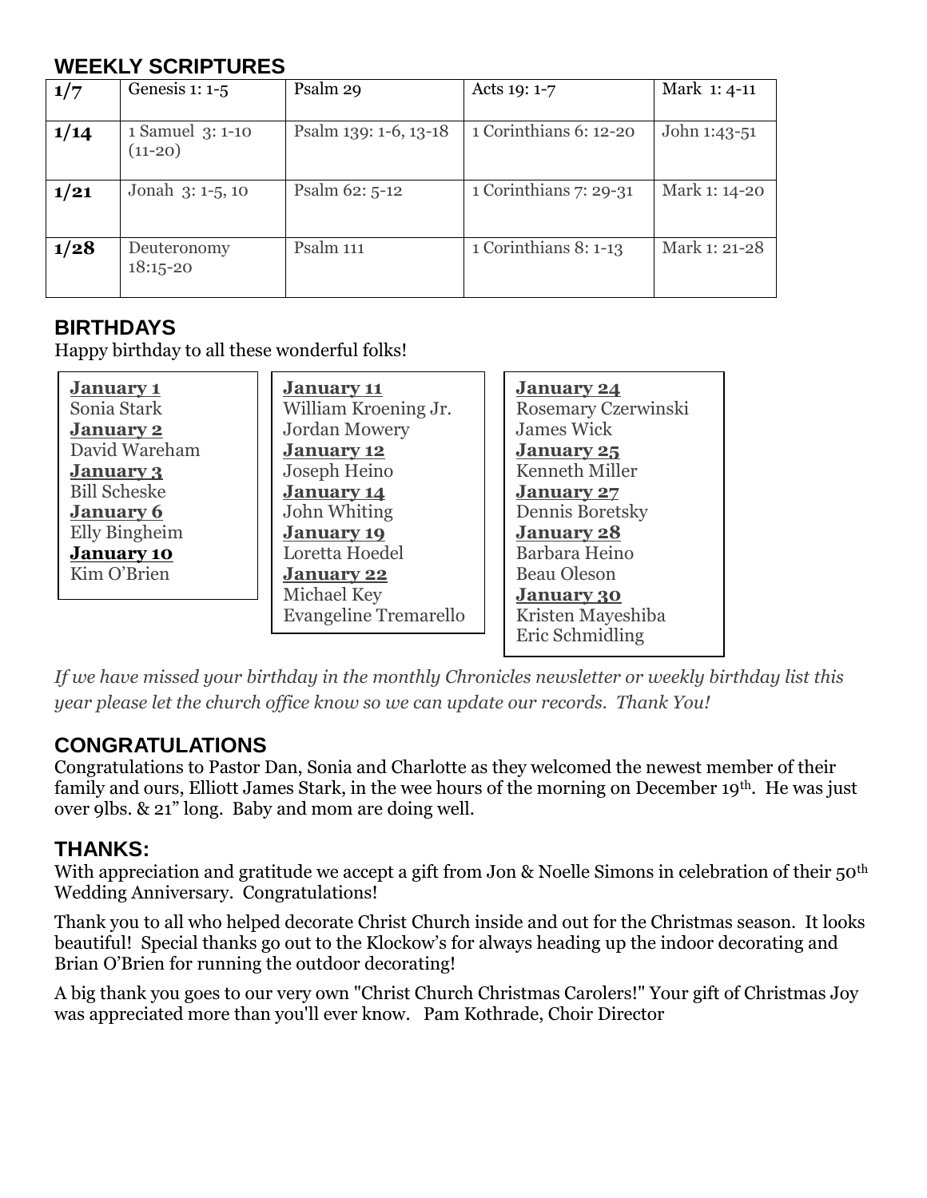## WEEKLY SCRIPTURES

| | | | | |
|---|---|---|---|---|
| **1/7** | Genesis 1: 1-5 | Psalm 29 | Acts 19: 1-7 | Mark 1: 4-11 |
| **1/14** | 1 Samuel 3: 1-10 (11-20) | Psalm 139: 1-6, 13-18 | 1 Corinthians 6: 12-20 | John 1:43-51 |
| **1/21** | Jonah 3: 1-5, 10 | Psalm 62: 5-12 | 1 Corinthians 7: 29-31 | Mark 1: 14-20 |
| **1/28** | Deuteronomy 18:15-20 | Psalm 111 | 1 Corinthians 8: 1-13 | Mark 1: 21-28 |

## BIRTHDAYS

Happy birthday to all these wonderful folks!

**January 1**
Sonia Stark
**January 2**
David Wareham
**January 3**
Bill Scheske
**January 6**
Elly Bingheim
**January 10**
Kim O'Brien

**January 11**
William Kroening Jr.
Jordan Mowery
**January 12**
Joseph Heino
**January 14**
John Whiting
**January 19**
Loretta Hoedel
**January 22**
Michael Key
Evangeline Tremarello

**January 24**
Rosemary Czerwinski
James Wick
**January 25**
Kenneth Miller
**January 27**
Dennis Boretsky
**January 28**
Barbara Heino
Beau Oleson
**January 30**
Kristen Mayeshiba
Eric Schmidling

*If we have missed your birthday in the monthly Chronicles newsletter or weekly birthday list this year please let the church office know so we can update our records. Thank You!*

## CONGRATULATIONS

Congratulations to Pastor Dan, Sonia and Charlotte as they welcomed the newest member of their family and ours, Elliott James Stark, in the wee hours of the morning on December 19th. He was just over 9lbs. & 21" long. Baby and mom are doing well.

## THANKS:

With appreciation and gratitude we accept a gift from Jon & Noelle Simons in celebration of their 50th Wedding Anniversary. Congratulations!

Thank you to all who helped decorate Christ Church inside and out for the Christmas season. It looks beautiful! Special thanks go out to the Klockow's for always heading up the indoor decorating and Brian O'Brien for running the outdoor decorating!

A big thank you goes to our very own "Christ Church Christmas Carolers!" Your gift of Christmas Joy was appreciated more than you'll ever know. Pam Kothrade, Choir Director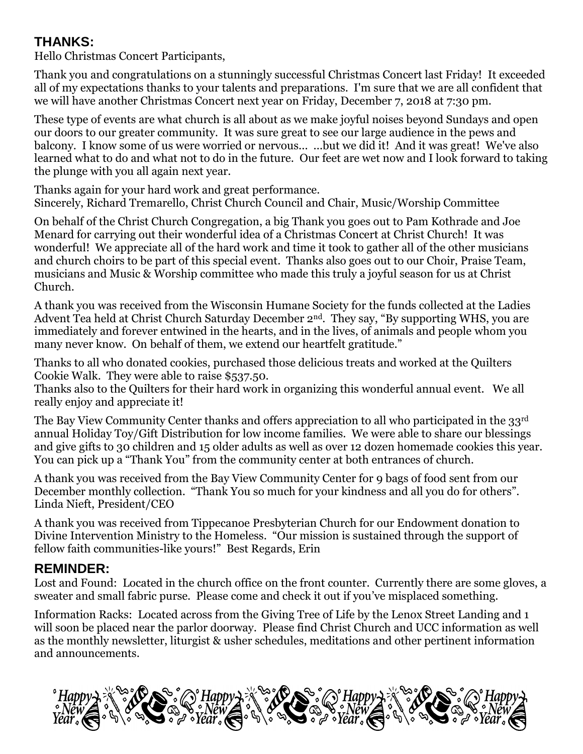## THANKS:

Hello Christmas Concert Participants,

Thank you and congratulations on a stunningly successful Christmas Concert last Friday! It exceeded all of my expectations thanks to your talents and preparations. I'm sure that we are all confident that we will have another Christmas Concert next year on Friday, December 7, 2018 at 7:30 pm.

These type of events are what church is all about as we make joyful noises beyond Sundays and open our doors to our greater community. It was sure great to see our large audience in the pews and balcony. I know some of us were worried or nervous... ...but we did it! And it was great! We've also learned what to do and what not to do in the future. Our feet are wet now and I look forward to taking the plunge with you all again next year.

Thanks again for your hard work and great performance.
Sincerely, Richard Tremarello, Christ Church Council and Chair, Music/Worship Committee

On behalf of the Christ Church Congregation, a big Thank you goes out to Pam Kothrade and Joe Menard for carrying out their wonderful idea of a Christmas Concert at Christ Church! It was wonderful! We appreciate all of the hard work and time it took to gather all of the other musicians and church choirs to be part of this special event. Thanks also goes out to our Choir, Praise Team, musicians and Music & Worship committee who made this truly a joyful season for us at Christ Church.

A thank you was received from the Wisconsin Humane Society for the funds collected at the Ladies Advent Tea held at Christ Church Saturday December 2nd. They say, "By supporting WHS, you are immediately and forever entwined in the hearts, and in the lives, of animals and people whom you many never know. On behalf of them, we extend our heartfelt gratitude."

Thanks to all who donated cookies, purchased those delicious treats and worked at the Quilters Cookie Walk. They were able to raise $537.50.
Thanks also to the Quilters for their hard work in organizing this wonderful annual event. We all really enjoy and appreciate it!

The Bay View Community Center thanks and offers appreciation to all who participated in the 33rd annual Holiday Toy/Gift Distribution for low income families. We were able to share our blessings and give gifts to 30 children and 15 older adults as well as over 12 dozen homemade cookies this year. You can pick up a "Thank You" from the community center at both entrances of church.

A thank you was received from the Bay View Community Center for 9 bags of food sent from our December monthly collection. "Thank You so much for your kindness and all you do for others". Linda Nieft, President/CEO

A thank you was received from Tippecanoe Presbyterian Church for our Endowment donation to Divine Intervention Ministry to the Homeless. "Our mission is sustained through the support of fellow faith communities-like yours!" Best Regards, Erin

## REMINDER:

Lost and Found: Located in the church office on the front counter. Currently there are some gloves, a sweater and small fabric purse. Please come and check it out if you've misplaced something.

Information Racks: Located across from the Giving Tree of Life by the Lenox Street Landing and 1 will soon be placed near the parlor doorway. Please find Christ Church and UCC information as well as the monthly newsletter, liturgist & usher schedules, meditations and other pertinent information and announcements.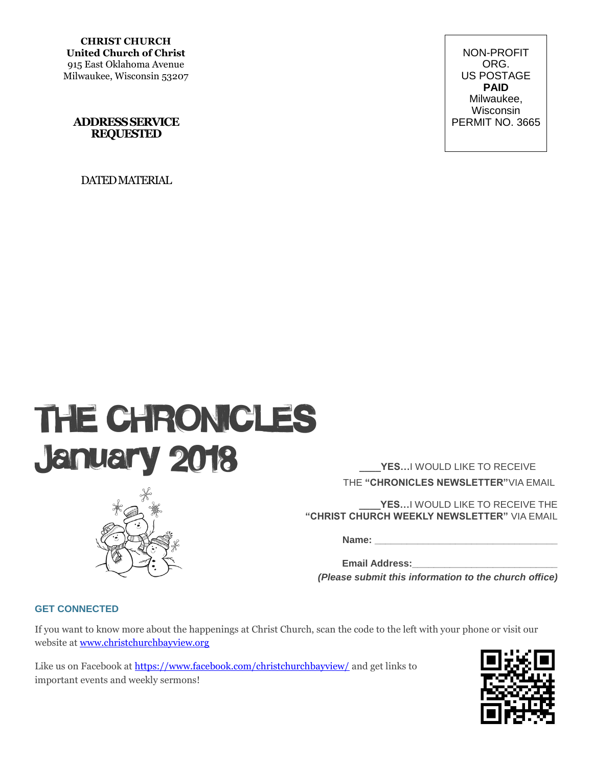**CHRIST CHURCH**
**United Church of Christ**
915 East Oklahoma Avenue
Milwaukee, Wisconsin 53207

**ADDRESS SERVICE REQUESTED**

DATED MATERIAL

NON-PROFIT ORG.
US POSTAGE
**PAID**
Milwaukee, Wisconsin
PERMIT NO. 3665

# THE CHRONICLES
# January 2018

____**YES…**I WOULD LIKE TO RECEIVE THE **"CHRONICLES NEWSLETTER"** VIA EMAIL

____**YES…**I WOULD LIKE TO RECEIVE THE **"CHRIST CHURCH WEEKLY NEWSLETTER"** VIA EMAIL

**Name:** ________________________________

**Email Address:**__________________________

***(Please submit this information to the church office)***

## GET CONNECTED

If you want to know more about the happenings at Christ Church, scan the code to the left with your phone or visit our website at [www.christchurchbayview.org](http://www.christchurchbayview.org)

Like us on Facebook at [https://www.facebook.com/christchurchbayview/](https://www.facebook.com/christchurchbayview/) and get links to important events and weekly sermons!